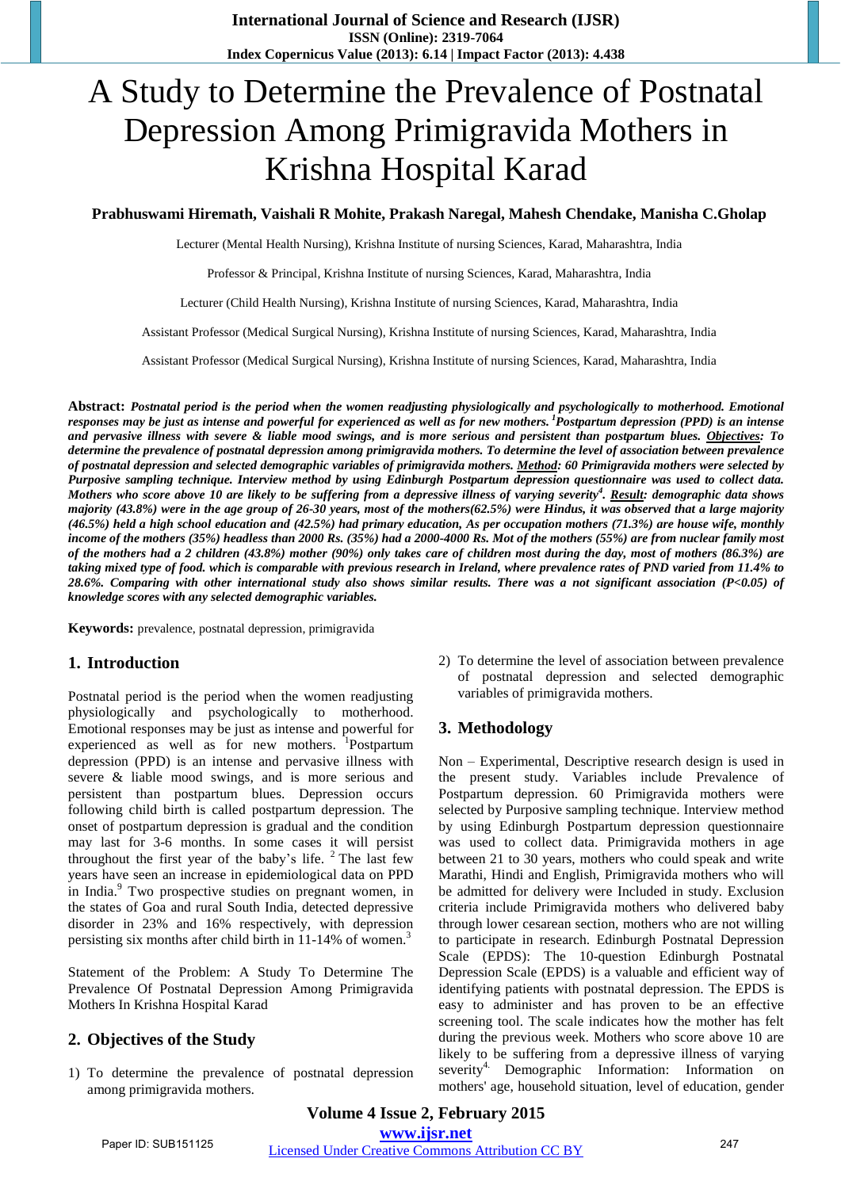# A Study to Determine the Prevalence of Postnatal Depression Among Primigravida Mothers in Krishna Hospital Karad

**Prabhuswami Hiremath, Vaishali R Mohite, Prakash Naregal, Mahesh Chendake, Manisha C.Gholap**

Lecturer (Mental Health Nursing), Krishna Institute of nursing Sciences, Karad, Maharashtra, India

Professor & Principal, Krishna Institute of nursing Sciences, Karad, Maharashtra, India

Lecturer (Child Health Nursing), Krishna Institute of nursing Sciences, Karad, Maharashtra, India

Assistant Professor (Medical Surgical Nursing), Krishna Institute of nursing Sciences, Karad, Maharashtra, India

Assistant Professor (Medical Surgical Nursing), Krishna Institute of nursing Sciences, Karad, Maharashtra, India

**Abstract:** ***Postnatal period is the period when the women readjusting physiologically and psychologically to motherhood. Emotional responses may be just as intense and powerful for experienced as well as for new mothers. [1]Postpartum depression (PPD) is an intense and pervasive illness with severe & liable mood swings, and is more serious and persistent than postpartum blues. Objectives: To determine the prevalence of postnatal depression among primigravida mothers. To determine the level of association between prevalence of postnatal depression and selected demographic variables of primigravida mothers. Method: 60 Primigravida mothers were selected by Purposive sampling technique. Interview method by using Edinburgh Postpartum depression questionnaire was used to collect data. Mothers who score above 10 are likely to be suffering from a depressive illness of varying severity[4]. Result: demographic data shows majority (43.8%) were in the age group of 26-30 years, most of the mothers(62.5%) were Hindus, it was observed that a large majority (46.5%) held a high school education and (42.5%) had primary education, As per occupation mothers (71.3%) are house wife, monthly income of the mothers (35%) headless than 2000 Rs. (35%) had a 2000-4000 Rs. Mot of the mothers (55%) are from nuclear family most of the mothers had a 2 children (43.8%) mother (90%) only takes care of children most during the day, most of mothers (86.3%) are taking mixed type of food. which is comparable with previous research in Ireland, where prevalence rates of PND varied from 11.4% to 28.6%. Comparing with other international study also shows similar results. There was a not significant association (P<0.05) of knowledge scores with any selected demographic variables.***

**Keywords:** prevalence, postnatal depression, primigravida

## 1. Introduction

Postnatal period is the period when the women readjusting physiologically and psychologically to motherhood. Emotional responses may be just as intense and powerful for experienced as well as for new mothers. [1]Postpartum depression (PPD) is an intense and pervasive illness with severe & liable mood swings, and is more serious and persistent than postpartum blues. Depression occurs following child birth is called postpartum depression. The onset of postpartum depression is gradual and the condition may last for 3-6 months. In some cases it will persist throughout the first year of the baby's life. [2] The last few years have seen an increase in epidemiological data on PPD in India.[9] Two prospective studies on pregnant women, in the states of Goa and rural South India, detected depressive disorder in 23% and 16% respectively, with depression persisting six months after child birth in 11-14% of women.[3]

Statement of the Problem: A Study To Determine The Prevalence Of Postnatal Depression Among Primigravida Mothers In Krishna Hospital Karad

## 2. Objectives of the Study

1) To determine the prevalence of postnatal depression among primigravida mothers.
2) To determine the level of association between prevalence of postnatal depression and selected demographic variables of primigravida mothers.

## 3. Methodology

Non – Experimental, Descriptive research design is used in the present study. Variables include Prevalence of Postpartum depression. 60 Primigravida mothers were selected by Purposive sampling technique. Interview method by using Edinburgh Postpartum depression questionnaire was used to collect data. Primigravida mothers in age between 21 to 30 years, mothers who could speak and write Marathi, Hindi and English, Primigravida mothers who will be admitted for delivery were Included in study. Exclusion criteria include Primigravida mothers who delivered baby through lower cesarean section, mothers who are not willing to participate in research. Edinburgh Postnatal Depression Scale (EPDS): The 10-question Edinburgh Postnatal Depression Scale (EPDS) is a valuable and efficient way of identifying patients with postnatal depression. The EPDS is easy to administer and has proven to be an effective screening tool. The scale indicates how the mother has felt during the previous week. Mothers who score above 10 are likely to be suffering from a depressive illness of varying severity[4]. Demographic Information: Information on mothers' age, household situation, level of education, gender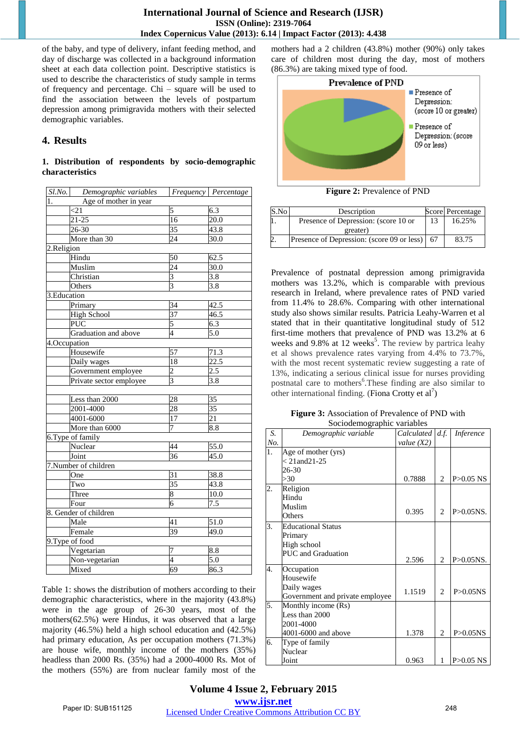of the baby, and type of delivery, infant feeding method, and day of discharge was collected in a background information sheet at each data collection point. Descriptive statistics is used to describe the characteristics of study sample in terms of frequency and percentage. Chi – square will be used to find the association between the levels of postpartum depression among primigravida mothers with their selected demographic variables.

## 4. Results

### 1. Distribution of respondents by socio-demographic characteristics

| Sl.No. | Demographic variables | Frequency | Percentage |
|---|---|---|---|
| 1. | Age of mother in year | | |
| | <21 | 5 | 6.3 |
| | 21-25 | 16 | 20.0 |
| | 26-30 | 35 | 43.8 |
| | More than 30 | 24 | 30.0 |
| 2.Religion | | | |
| | Hindu | 50 | 62.5 |
| | Muslim | 24 | 30.0 |
| | Christian | 3 | 3.8 |
| | Others | 3 | 3.8 |
| 3.Education | | | |
| | Primary | 34 | 42.5 |
| | High School | 37 | 46.5 |
| | PUC | 5 | 6.3 |
| | Graduation and above | 4 | 5.0 |
| 4.Occupation | | | |
| | Housewife | 57 | 71.3 |
| | Daily wages | 18 | 22.5 |
| | Government employee | 2 | 2.5 |
| | Private sector employee | 3 | 3.8 |
| | | | |
| | Less than 2000 | 28 | 35 |
| | 2001-4000 | 28 | 35 |
| | 4001-6000 | 17 | 21 |
| | More than 6000 | 7 | 8.8 |
| 6.Type of family | | | |
| | Nuclear | 44 | 55.0 |
| | Joint | 36 | 45.0 |
| 7.Number of children | | | |
| | One | 31 | 38.8 |
| | Two | 35 | 43.8 |
| | Three | 8 | 10.0 |
| | Four | 6 | 7.5 |
| 8. Gender of children | | | |
| | Male | 41 | 51.0 |
| | Female | 39 | 49.0 |
| 9.Type of food | | | |
| | Vegetarian | 7 | 8.8 |
| | Non-vegetarian | 4 | 5.0 |
| | Mixed | 69 | 86.3 |

Table 1: shows the distribution of mothers according to their demographic characteristics, where in the majority (43.8%) were in the age group of 26-30 years, most of the mothers(62.5%) were Hindus, it was observed that a large majority (46.5%) held a high school education and (42.5%) had primary education, As per occupation mothers (71.3%) are house wife, monthly income of the mothers (35%) headless than 2000 Rs. (35%) had a 2000-4000 Rs. Mot of the mothers (55%) are from nuclear family most of the mothers had a 2 children (43.8%) mother (90%) only takes care of children most during the day, most of mothers (86.3%) are taking mixed type of food.

Figure 2: Prevalence of PND

| S.No | Description | Score | Percentage |
|---|---|---|---|
| 1. | Presence of Depression: (score 10 or greater) | 13 | 16.25% |
| 2. | Presence of Depression: (score 09 or less) | 67 | 83.75 |

Prevalence of postnatal depression among primigravida mothers was 13.2%, which is comparable with previous research in Ireland, where prevalence rates of PND varied from 11.4% to 28.6%. Comparing with other international study also shows similar results. Patricia Leahy-Warren et al stated that in their quantitative longitudinal study of 512 first-time mothers that prevalence of PND was 13.2% at 6 weeks and 9.8% at 12 weeks[5]. The review by partrica leahy et al shows prevalence rates varying from 4.4% to 73.7%, with the most recent systematic review suggesting a rate of 13%, indicating a serious clinical issue for nurses providing postnatal care to mothers[6].These finding are also similar to other international finding. (Fiona Crotty et al[7])

**Figure 3:** Association of Prevalence of PND with Sociodemographic variables

| S. No. | Demographic variable | Calculated value (X2) | d.f. | Inference |
|---|---|---|---|---|
| 1. | Age of mother (yrs)<br>< 21and21-25<br>26-30<br>>30 | 0.7888 | 2 | P>0.05 NS |
| 2. | Religion<br>Hindu<br>Muslim<br>Others | 0.395 | 2 | P>0.05NS. |
| 3. | Educational Status<br>Primary<br>High school<br>PUC and Graduation | 2.596 | 2 | P>0.05NS. |
| 4. | Occupation<br>Housewife<br>Daily wages<br>Government and private employee | 1.1519 | 2 | P>0.05NS |
| 5. | Monthly income (Rs)<br>Less than 2000<br>2001-4000<br>4001-6000 and above | 1.378 | 2 | P>0.05NS |
| 6. | Type of family<br>Nuclear<br>Joint | 0.963 | 1 | P>0.05 NS |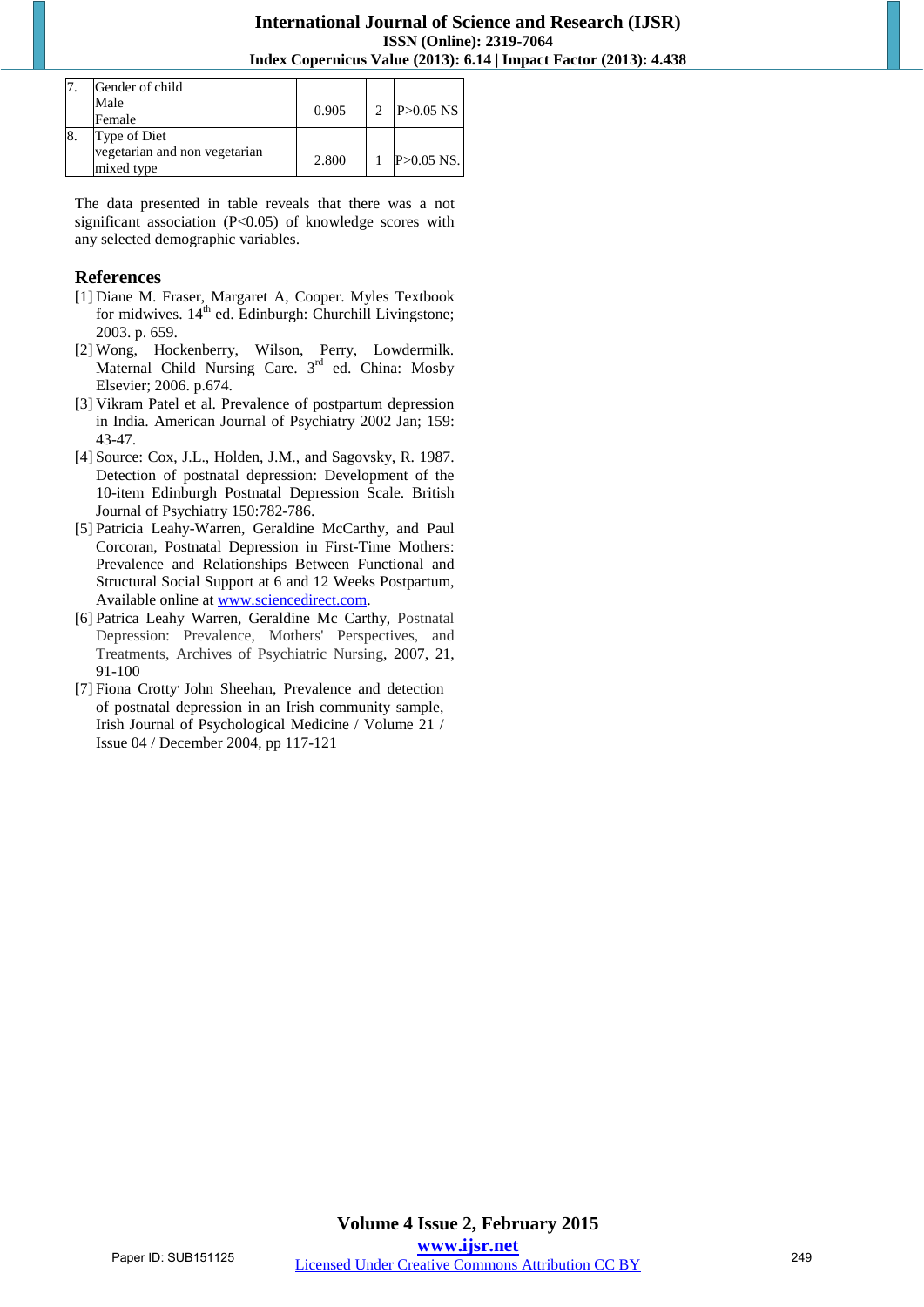| | | | | |
|---|---|---|---|---|
| 7. | Gender of child<br>Male<br>Female | 0.905 | 2 | P>0.05 NS |
| 8. | Type of Diet<br>vegetarian and non vegetarian<br>mixed type | 2.800 | 1 | P>0.05 NS. |

The data presented in table reveals that there was a not significant association ($P<0.05$) of knowledge scores with any selected demographic variables.

## References

[1] Diane M. Fraser, Margaret A, Cooper. Myles Textbook for midwives. 14th ed. Edinburgh: Churchill Livingstone; 2003. p. 659.

[2] Wong, Hockenberry, Wilson, Perry, Lowdermilk. Maternal Child Nursing Care. 3rd ed. China: Mosby Elsevier; 2006. p.674.

[3] Vikram Patel et al. Prevalence of postpartum depression in India. American Journal of Psychiatry 2002 Jan; 159: 43-47.

[4] Source: Cox, J.L., Holden, J.M., and Sagovsky, R. 1987. Detection of postnatal depression: Development of the 10-item Edinburgh Postnatal Depression Scale. British Journal of Psychiatry 150:782-786.

[5] Patricia Leahy-Warren, Geraldine McCarthy, and Paul Corcoran, Postnatal Depression in First-Time Mothers: Prevalence and Relationships Between Functional and Structural Social Support at 6 and 12 Weeks Postpartum, Available online at www.sciencedirect.com.

[6] Patrica Leahy Warren, Geraldine Mc Carthy, Postnatal Depression: Prevalence, Mothers' Perspectives, and Treatments, Archives of Psychiatric Nursing, 2007, 21, 91-100

[7] Fiona Crotty, John Sheehan, Prevalence and detection of postnatal depression in an Irish community sample, Irish Journal of Psychological Medicine / Volume 21 / Issue 04 / December 2004, pp 117-121